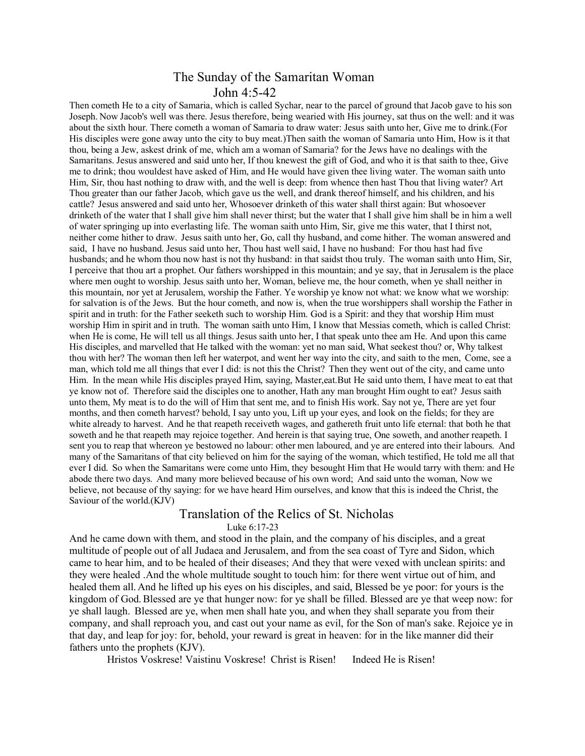## The Sunday of the Samaritan Woman

### John 4:5-42

Then cometh He to a city of Samaria, which is called Sychar, near to the parcel of ground that Jacob gave to his son Joseph. Now Jacob's well was there. Jesus therefore, being wearied with His journey, sat thus on the well: and it was about the sixth hour. There cometh a woman of Samaria to draw water: Jesus saith unto her, Give me to drink.(For His disciples were gone away unto the city to buy meat.)Then saith the woman of Samaria unto Him, How is it that thou, being a Jew, askest drink of me, which am a woman of Samaria? for the Jews have no dealings with the Samaritans. Jesus answered and said unto her, If thou knewest the gift of God, and who it is that saith to thee, Give me to drink; thou wouldest have asked of Him, and He would have given thee living water. The woman saith unto Him, Sir, thou hast nothing to draw with, and the well is deep: from whence then hast Thou that living water? Art Thou greater than our father Jacob, which gave us the well, and drank thereof himself, and his children, and his cattle? Jesus answered and said unto her, Whosoever drinketh of this water shall thirst again: But whosoever drinketh of the water that I shall give him shall never thirst; but the water that I shall give him shall be in him a well of water springing up into everlasting life. The woman saith unto Him, Sir, give me this water, that I thirst not, neither come hither to draw. Jesus saith unto her, Go, call thy husband, and come hither. The woman answered and said, I have no husband. Jesus said unto her, Thou hast well said, I have no husband: For thou hast had five husbands; and he whom thou now hast is not thy husband: in that saidst thou truly. The woman saith unto Him, Sir, I perceive that thou art a prophet. Our fathers worshipped in this mountain; and ye say, that in Jerusalem is the place where men ought to worship. Jesus saith unto her, Woman, believe me, the hour cometh, when ye shall neither in this mountain, nor yet at Jerusalem, worship the Father. Ye worship ye know not what: we know what we worship: for salvation is of the Jews. But the hour cometh, and now is, when the true worshippers shall worship the Father in spirit and in truth: for the Father seeketh such to worship Him. God is a Spirit: and they that worship Him must worship Him in spirit and in truth. The woman saith unto Him, I know that Messias cometh, which is called Christ: when He is come, He will tell us all things. Jesus saith unto her, I that speak unto thee am He. And upon this came His disciples, and marvelled that He talked with the woman: yet no man said, What seekest thou? or, Why talkest thou with her? The woman then left her waterpot, and went her way into the city, and saith to the men, Come, see a man, which told me all things that ever I did: is not this the Christ? Then they went out of the city, and came unto Him. In the mean while His disciples prayed Him, saying, Master,eat.But He said unto them, I have meat to eat that ye know not of. Therefore said the disciples one to another, Hath any man brought Him ought to eat? Jesus saith unto them, My meat is to do the will of Him that sent me, and to finish His work. Say not ye, There are yet four months, and then cometh harvest? behold, I say unto you, Lift up your eyes, and look on the fields; for they are white already to harvest. And he that reapeth receiveth wages, and gathereth fruit unto life eternal: that both he that soweth and he that reapeth may rejoice together. And herein is that saying true, One soweth, and another reapeth. I sent you to reap that whereon ye bestowed no labour: other men laboured, and ye are entered into their labours. And many of the Samaritans of that city believed on him for the saying of the woman, which testified, He told me all that ever I did. So when the Samaritans were come unto Him, they besought Him that He would tarry with them: and He abode there two days. And many more believed because of his own word; And said unto the woman, Now we believe, not because of thy saying: for we have heard Him ourselves, and know that this is indeed the Christ, the Saviour of the world.(KJV)

## Translation of the Relics of St. Nicholas

### Luke 6:17-23

And he came down with them, and stood in the plain, and the company of his disciples, and a great multitude of people out of all Judaea and Jerusalem, and from the sea coast of Tyre and Sidon, which came to hear him, and to be healed of their diseases; And they that were vexed with unclean spirits: and they were healed .And the whole multitude sought to touch him: for there went virtue out of him, and healed them all. And he lifted up his eyes on his disciples, and said, Blessed be ye poor: for yours is the kingdom of God. Blessed are ye that hunger now: for ye shall be filled. Blessed are ye that weep now: for ye shall laugh. Blessed are ye, when men shall hate you, and when they shall separate you from their company, and shall reproach you, and cast out your name as evil, for the Son of man's sake. Rejoice ye in that day, and leap for joy: for, behold, your reward is great in heaven: for in the like manner did their fathers unto the prophets (KJV).

Hristos Voskrese! Vaistinu Voskrese! Christ is Risen! Indeed He is Risen!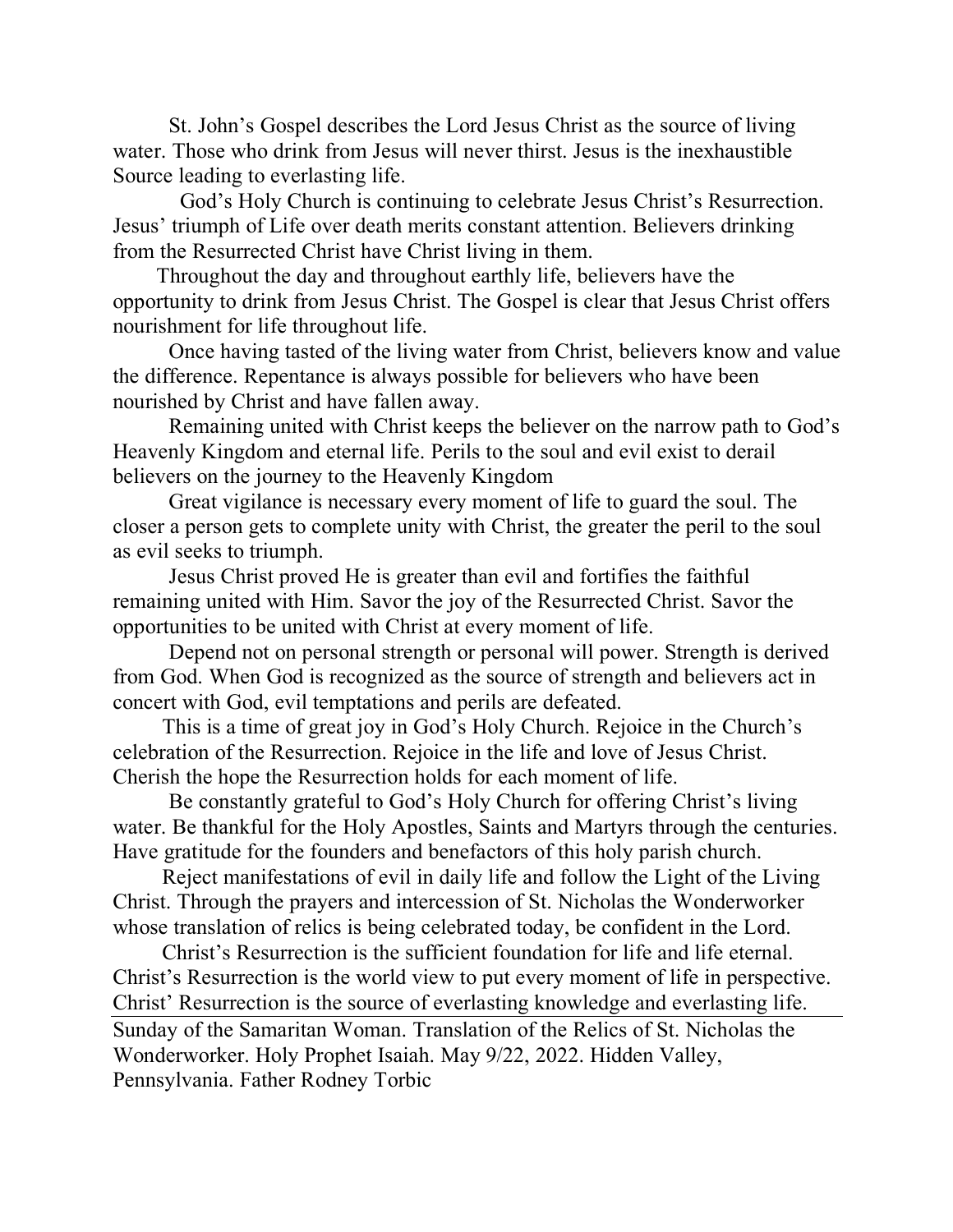St. John's Gospel describes the Lord Jesus Christ as the source of living water. Those who drink from Jesus will never thirst. Jesus is the inexhaustible Source leading to everlasting life.

God's Holy Church is continuing to celebrate Jesus Christ's Resurrection. Jesus' triumph of Life over death merits constant attention. Believers drinking from the Resurrected Christ have Christ living in them.

Throughout the day and throughout earthly life, believers have the opportunity to drink from Jesus Christ. The Gospel is clear that Jesus Christ offers nourishment for life throughout life.

Once having tasted of the living water from Christ, believers know and value the difference. Repentance is always possible for believers who have been nourished by Christ and have fallen away.

Remaining united with Christ keeps the believer on the narrow path to God's Heavenly Kingdom and eternal life. Perils to the soul and evil exist to derail believers on the journey to the Heavenly Kingdom

Great vigilance is necessary every moment of life to guard the soul. The closer a person gets to complete unity with Christ, the greater the peril to the soul as evil seeks to triumph.

Jesus Christ proved He is greater than evil and fortifies the faithful remaining united with Him. Savor the joy of the Resurrected Christ. Savor the opportunities to be united with Christ at every moment of life.

Depend not on personal strength or personal will power. Strength is derived from God. When God is recognized as the source of strength and believers act in concert with God, evil temptations and perils are defeated.

This is a time of great joy in God's Holy Church. Rejoice in the Church's celebration of the Resurrection. Rejoice in the life and love of Jesus Christ. Cherish the hope the Resurrection holds for each moment of life.

Be constantly grateful to God's Holy Church for offering Christ's living water. Be thankful for the Holy Apostles, Saints and Martyrs through the centuries. Have gratitude for the founders and benefactors of this holy parish church.

Reject manifestations of evil in daily life and follow the Light of the Living Christ. Through the prayers and intercession of St. Nicholas the Wonderworker whose translation of relics is being celebrated today, be confident in the Lord.

Christ's Resurrection is the sufficient foundation for life and life eternal. Christ's Resurrection is the world view to put every moment of life in perspective. Christ' Resurrection is the source of everlasting knowledge and everlasting life.

---

Sunday of the Samaritan Woman. Translation of the Relics of St. Nicholas the Wonderworker. Holy Prophet Isaiah. May 9/22, 2022. Hidden Valley, Pennsylvania. Father Rodney Torbic